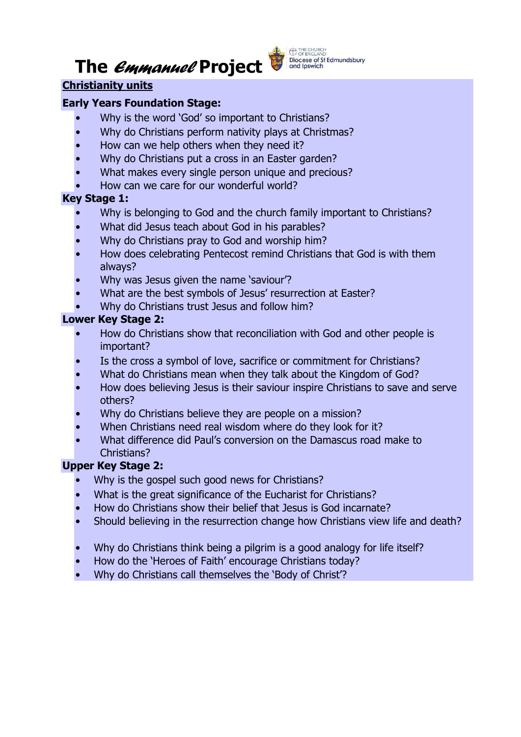# The *Emmanuel* Project

THE CHURCH OF ENGLAND
Diocese of St Edmundsbury and Ipswich

## Christianity units

### Early Years Foundation Stage:

- Why is the word 'God' so important to Christians?
- Why do Christians perform nativity plays at Christmas?
- How can we help others when they need it?
- Why do Christians put a cross in an Easter garden?
- What makes every single person unique and precious?
- How can we care for our wonderful world?

### Key Stage 1:

- Why is belonging to God and the church family important to Christians?
- What did Jesus teach about God in his parables?
- Why do Christians pray to God and worship him?
- How does celebrating Pentecost remind Christians that God is with them always?
- Why was Jesus given the name 'saviour'?
- What are the best symbols of Jesus' resurrection at Easter?
- Why do Christians trust Jesus and follow him?

### Lower Key Stage 2:

- How do Christians show that reconciliation with God and other people is important?
- Is the cross a symbol of love, sacrifice or commitment for Christians?
- What do Christians mean when they talk about the Kingdom of God?
- How does believing Jesus is their saviour inspire Christians to save and serve others?
- Why do Christians believe they are people on a mission?
- When Christians need real wisdom where do they look for it?
- What difference did Paul's conversion on the Damascus road make to Christians?

### Upper Key Stage 2:

- Why is the gospel such good news for Christians?
- What is the great significance of the Eucharist for Christians?
- How do Christians show their belief that Jesus is God incarnate?
- Should believing in the resurrection change how Christians view life and death?
- Why do Christians think being a pilgrim is a good analogy for life itself?
- How do the 'Heroes of Faith' encourage Christians today?
- Why do Christians call themselves the 'Body of Christ'?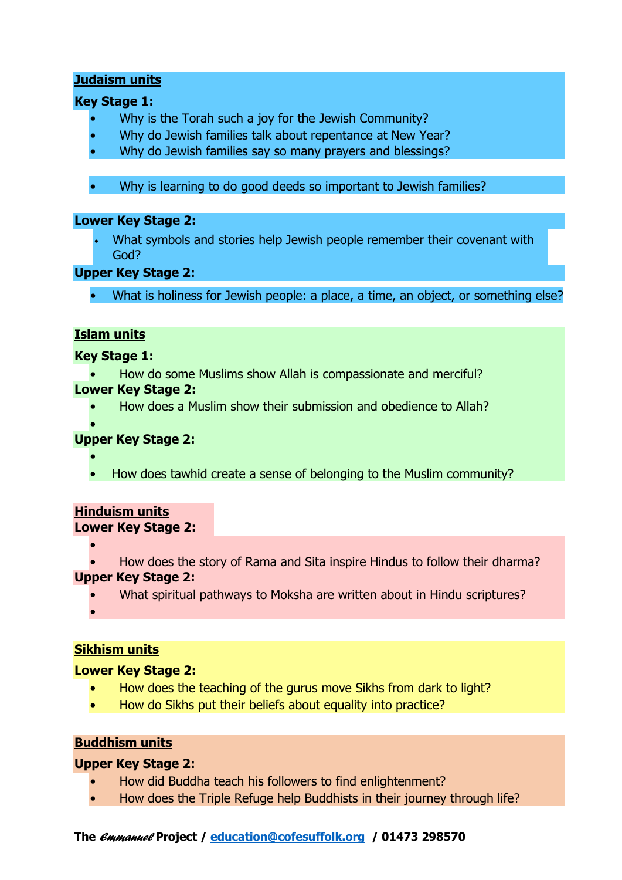**Judaism units**

**Key Stage 1:**

- Why is the Torah such a joy for the Jewish Community?
- Why do Jewish families talk about repentance at New Year?
- Why do Jewish families say so many prayers and blessings?

- Why is learning to do good deeds so important to Jewish families?

**Lower Key Stage 2:**

- What symbols and stories help Jewish people remember their covenant with God?

**Upper Key Stage 2:**

- What is holiness for Jewish people: a place, a time, an object, or something else?

**Islam units**

**Key Stage 1:**

- How do some Muslims show Allah is compassionate and merciful?

**Lower Key Stage 2:**

- How does a Muslim show their submission and obedience to Allah?

**Upper Key Stage 2:**

- How does tawhid create a sense of belonging to the Muslim community?

**Hinduism units**

**Lower Key Stage 2:**

- How does the story of Rama and Sita inspire Hindus to follow their dharma?

**Upper Key Stage 2:**

- What spiritual pathways to Moksha are written about in Hindu scriptures?

**Sikhism units**

**Lower Key Stage 2:**

- How does the teaching of the gurus move Sikhs from dark to light?
- How do Sikhs put their beliefs about equality into practice?

**Buddhism units**

**Upper Key Stage 2:**

- How did Buddha teach his followers to find enlightenment?
- How does the Triple Refuge help Buddhists in their journey through life?

**The *Emmanuel* Project / education@cofesuffolk.org / 01473 298570**